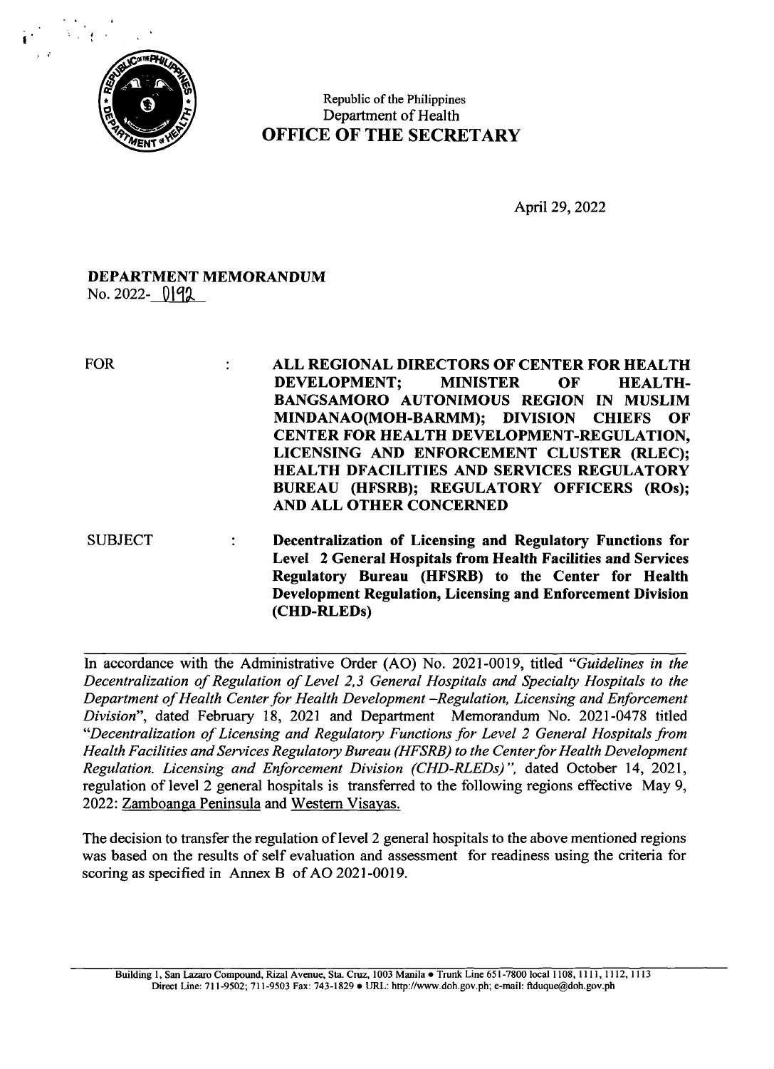Republic of the Philippines
Department of Health
**OFFICE OF THE SECRETARY**

April 29, 2022

**DEPARTMENT MEMORANDUM**
No. 2022- 0192

| | | |
|---|---|---|
| FOR | : | **ALL REGIONAL DIRECTORS OF CENTER FOR HEALTH DEVELOPMENT; MINISTER OF HEALTH-BANGSAMORO AUTONIMOUS REGION IN MUSLIM MINDANAO(MOH-BARMM); DIVISION CHIEFS OF CENTER FOR HEALTH DEVELOPMENT-REGULATION, LICENSING AND ENFORCEMENT CLUSTER (RLEC); HEALTH DFACILITIES AND SERVICES REGULATORY BUREAU (HFSRB); REGULATORY OFFICERS (ROs); AND ALL OTHER CONCERNED** |
| SUBJECT | : | **Decentralization of Licensing and Regulatory Functions for Level 2 General Hospitals from Health Facilities and Services Regulatory Bureau (HFSRB) to the Center for Health Development Regulation, Licensing and Enforcement Division (CHD-RLEDs)** |

In accordance with the Administrative Order (AO) No. 2021-0019, titled "*Guidelines in the Decentralization of Regulation of Level 2,3 General Hospitals and Specialty Hospitals to the Department of Health Center for Health Development –Regulation, Licensing and Enforcement Division*", dated February 18, 2021 and Department Memorandum No. 2021-0478 titled "*Decentralization of Licensing and Regulatory Functions for Level 2 General Hospitals from Health Facilities and Services Regulatory Bureau (HFSRB) to the Center for Health Development Regulation. Licensing and Enforcement Division (CHD-RLEDs)*", dated October 14, 2021, regulation of level 2 general hospitals is transferred to the following regions effective May 9, 2022: Zamboanga Peninsula and Western Visayas.

The decision to transfer the regulation of level 2 general hospitals to the above mentioned regions was based on the results of self evaluation and assessment for readiness using the criteria for scoring as specified in Annex B of AO 2021-0019.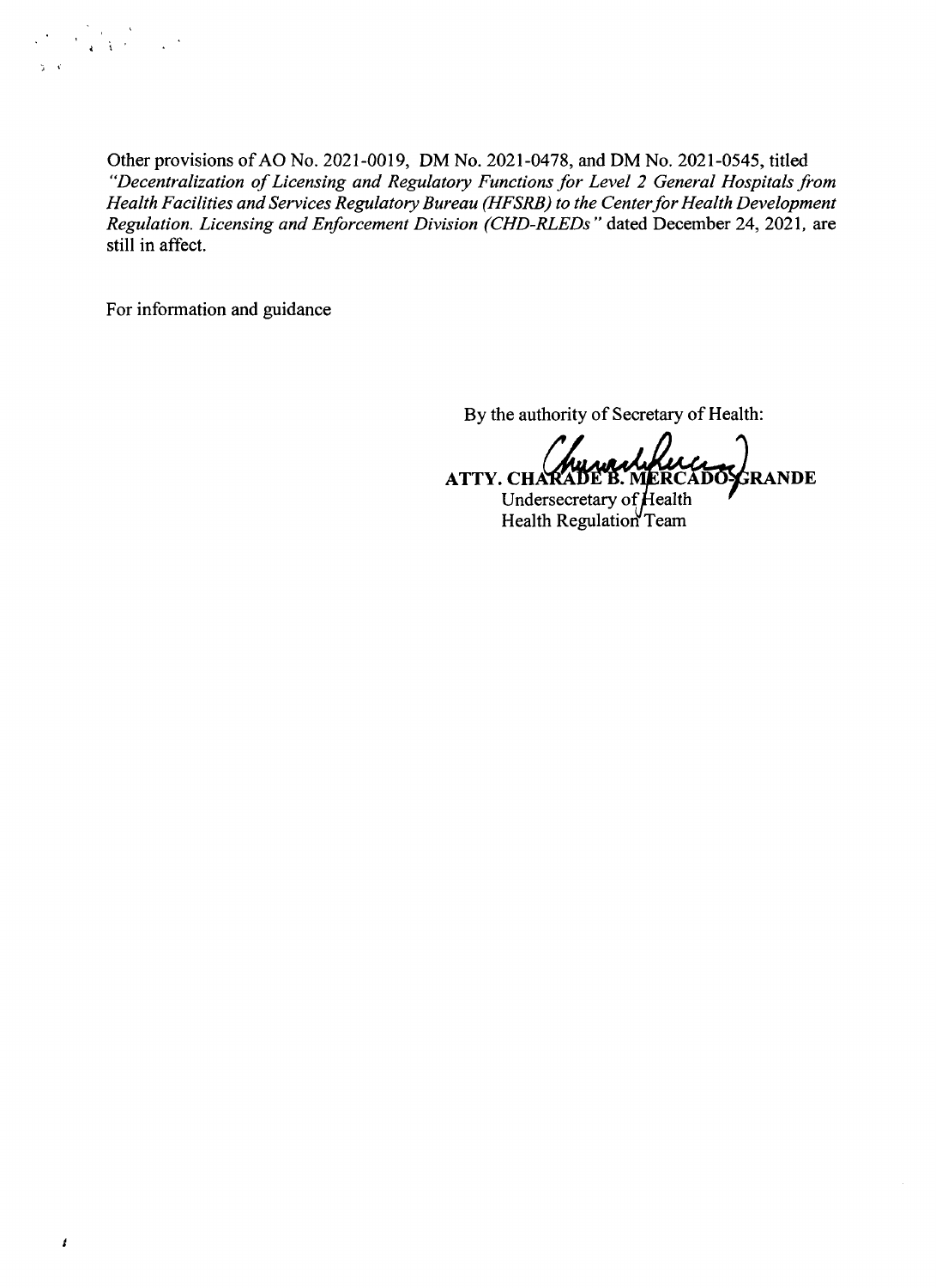Other provisions of AO No. 2021-0019, DM No. 2021-0478, and DM No. 2021-0545, titled *"Decentralization of Licensing and Regulatory Functions for Level 2 General Hospitals from Health Facilities and Services Regulatory Bureau (HFSRB) to the Center for Health Development Regulation. Licensing and Enforcement Division (CHD-RLEDs"* dated December 24, 2021, are still in affect.

For information and guidance

By the authority of Secretary of Health:

**ATTY. CHARADE B. MERCADO-GRANDE**
Undersecretary of Health
Health Regulation Team